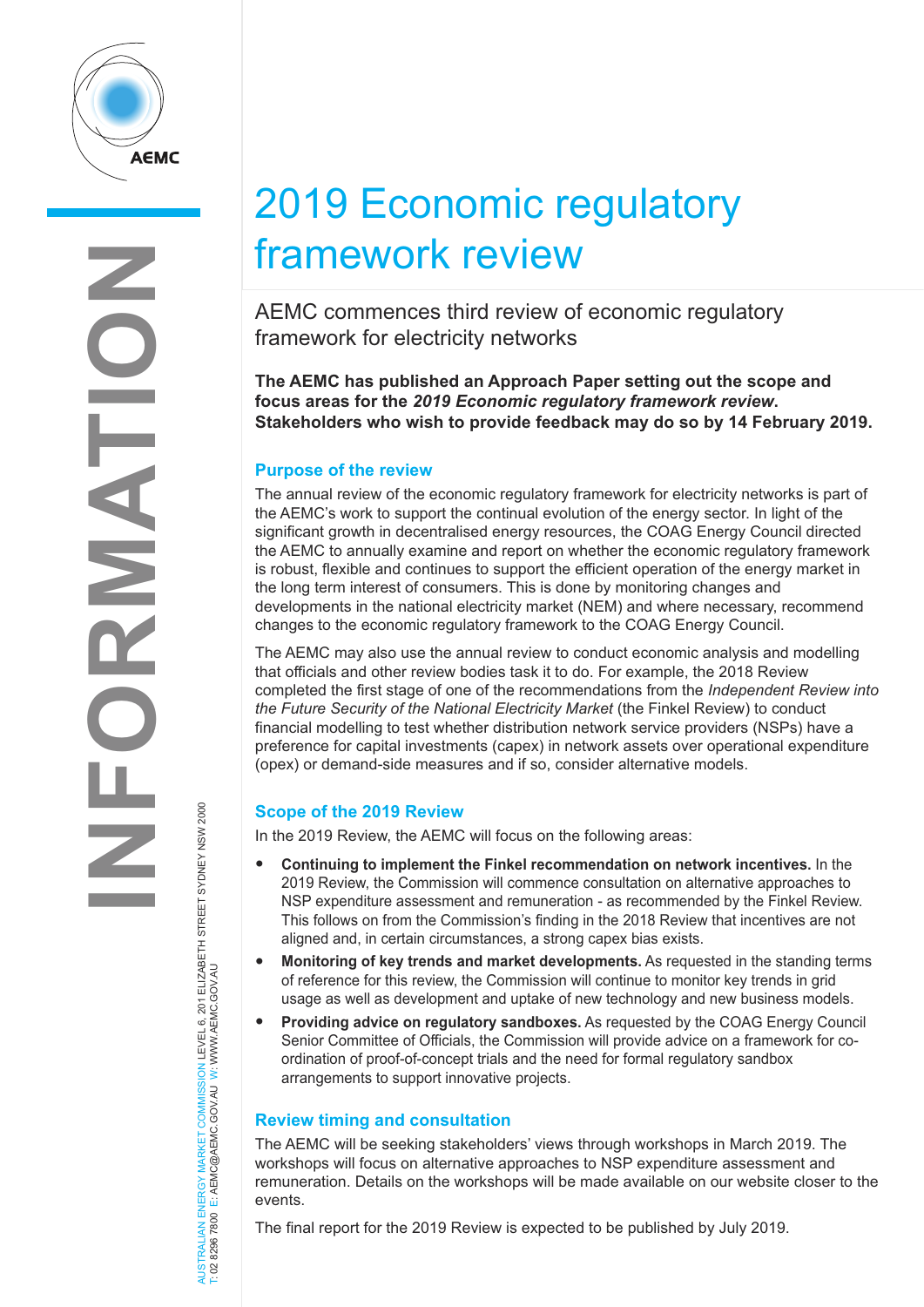# 2019 Economic regulatory framework review

## AEMC commences third review of economic regulatory framework for electricity networks

**The AEMC has published an Approach Paper setting out the scope and focus areas for the *2019 Economic regulatory framework review*. Stakeholders who wish to provide feedback may do so by 14 February 2019.**

### Purpose of the review

The annual review of the economic regulatory framework for electricity networks is part of the AEMC's work to support the continual evolution of the energy sector. In light of the significant growth in decentralised energy resources, the COAG Energy Council directed the AEMC to annually examine and report on whether the economic regulatory framework is robust, flexible and continues to support the efficient operation of the energy market in the long term interest of consumers. This is done by monitoring changes and developments in the national electricity market (NEM) and where necessary, recommend changes to the economic regulatory framework to the COAG Energy Council.

The AEMC may also use the annual review to conduct economic analysis and modelling that officials and other review bodies task it to do. For example, the 2018 Review completed the first stage of one of the recommendations from the *Independent Review into the Future Security of the National Electricity Market* (the Finkel Review) to conduct financial modelling to test whether distribution network service providers (NSPs) have a preference for capital investments (capex) in network assets over operational expenditure (opex) or demand-side measures and if so, consider alternative models.

### Scope of the 2019 Review

In the 2019 Review, the AEMC will focus on the following areas:

- **Continuing to implement the Finkel recommendation on network incentives.** In the 2019 Review, the Commission will commence consultation on alternative approaches to NSP expenditure assessment and remuneration - as recommended by the Finkel Review. This follows on from the Commission's finding in the 2018 Review that incentives are not aligned and, in certain circumstances, a strong capex bias exists.
- **Monitoring of key trends and market developments.** As requested in the standing terms of reference for this review, the Commission will continue to monitor key trends in grid usage as well as development and uptake of new technology and new business models.
- **Providing advice on regulatory sandboxes.** As requested by the COAG Energy Council Senior Committee of Officials, the Commission will provide advice on a framework for co-ordination of proof-of-concept trials and the need for formal regulatory sandbox arrangements to support innovative projects.

### Review timing and consultation

The AEMC will be seeking stakeholders' views through workshops in March 2019. The workshops will focus on alternative approaches to NSP expenditure assessment and remuneration. Details on the workshops will be made available on our website closer to the events.

The final report for the 2019 Review is expected to be published by July 2019.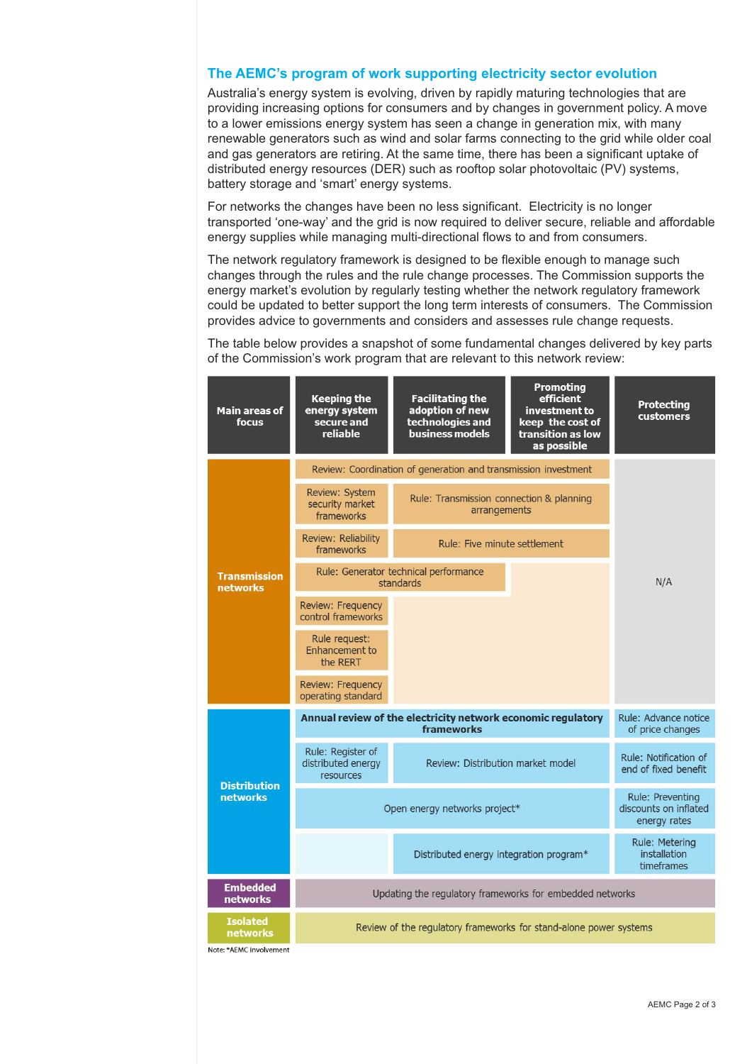## The AEMC's program of work supporting electricity sector evolution

Australia's energy system is evolving, driven by rapidly maturing technologies that are providing increasing options for consumers and by changes in government policy. A move to a lower emissions energy system has seen a change in generation mix, with many renewable generators such as wind and solar farms connecting to the grid while older coal and gas generators are retiring. At the same time, there has been a significant uptake of distributed energy resources (DER) such as rooftop solar photovoltaic (PV) systems, battery storage and 'smart' energy systems.

For networks the changes have been no less significant. Electricity is no longer transported 'one-way' and the grid is now required to deliver secure, reliable and affordable energy supplies while managing multi-directional flows to and from consumers.

The network regulatory framework is designed to be flexible enough to manage such changes through the rules and the rule change processes. The Commission supports the energy market's evolution by regularly testing whether the network regulatory framework could be updated to better support the long term interests of consumers. The Commission provides advice to governments and considers and assesses rule change requests.

The table below provides a snapshot of some fundamental changes delivered by key parts of the Commission's work program that are relevant to this network review:

| Main areas of focus | Keeping the energy system secure and reliable | Facilitating the adoption of new technologies and business models | Promoting efficient investment to keep the cost of transition as low as possible | Protecting customers |
|---|---|---|---|---|
| Transmission networks | Review: Coordination of generation and transmission investment | Review: Coordination of generation and transmission investment | Review: Coordination of generation and transmission investment | N/A |
| | Review: System security market frameworks | Rule: Transmission connection & planning arrangements | Rule: Transmission connection & planning arrangements | |
| | Review: Reliability frameworks | Rule: Five minute settlement | Rule: Five minute settlement | |
| | Rule: Generator technical performance standards | Rule: Generator technical performance standards | | |
| | Review: Frequency control frameworks | | | |
| | Rule request: Enhancement to the RERT | | | |
| | Review: Frequency operating standard | | | |
| Distribution networks | Annual review of the electricity network economic regulatory frameworks | Annual review of the electricity network economic regulatory frameworks | Annual review of the electricity network economic regulatory frameworks | Rule: Advance notice of price changes |
| | Rule: Register of distributed energy resources | Review: Distribution market model | Review: Distribution market model | Rule: Notification of end of fixed benefit |
| | Open energy networks project* | Open energy networks project* | Open energy networks project* | Rule: Preventing discounts on inflated energy rates |
| | | Distributed energy integration program* | Distributed energy integration program* | Rule: Metering installation timeframes |
| Embedded networks | Updating the regulatory frameworks for embedded networks | Updating the regulatory frameworks for embedded networks | Updating the regulatory frameworks for embedded networks | Updating the regulatory frameworks for embedded networks |
| Isolated networks | Review of the regulatory frameworks for stand-alone power systems | Review of the regulatory frameworks for stand-alone power systems | Review of the regulatory frameworks for stand-alone power systems | Review of the regulatory frameworks for stand-alone power systems |

Note: *AEMC involvement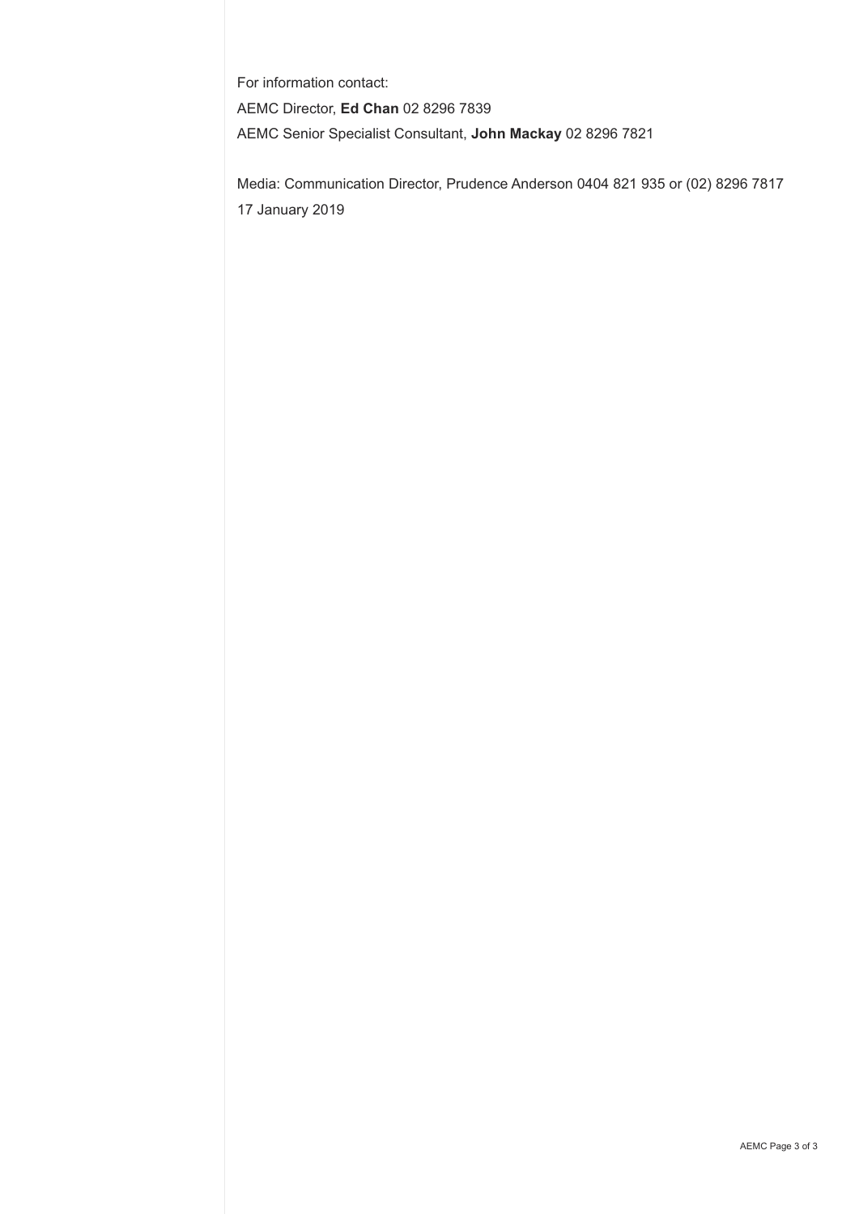For information contact:

AEMC Director, **Ed Chan** 02 8296 7839

AEMC Senior Specialist Consultant, **John Mackay** 02 8296 7821

Media: Communication Director, Prudence Anderson 0404 821 935 or (02) 8296 7817

17 January 2019